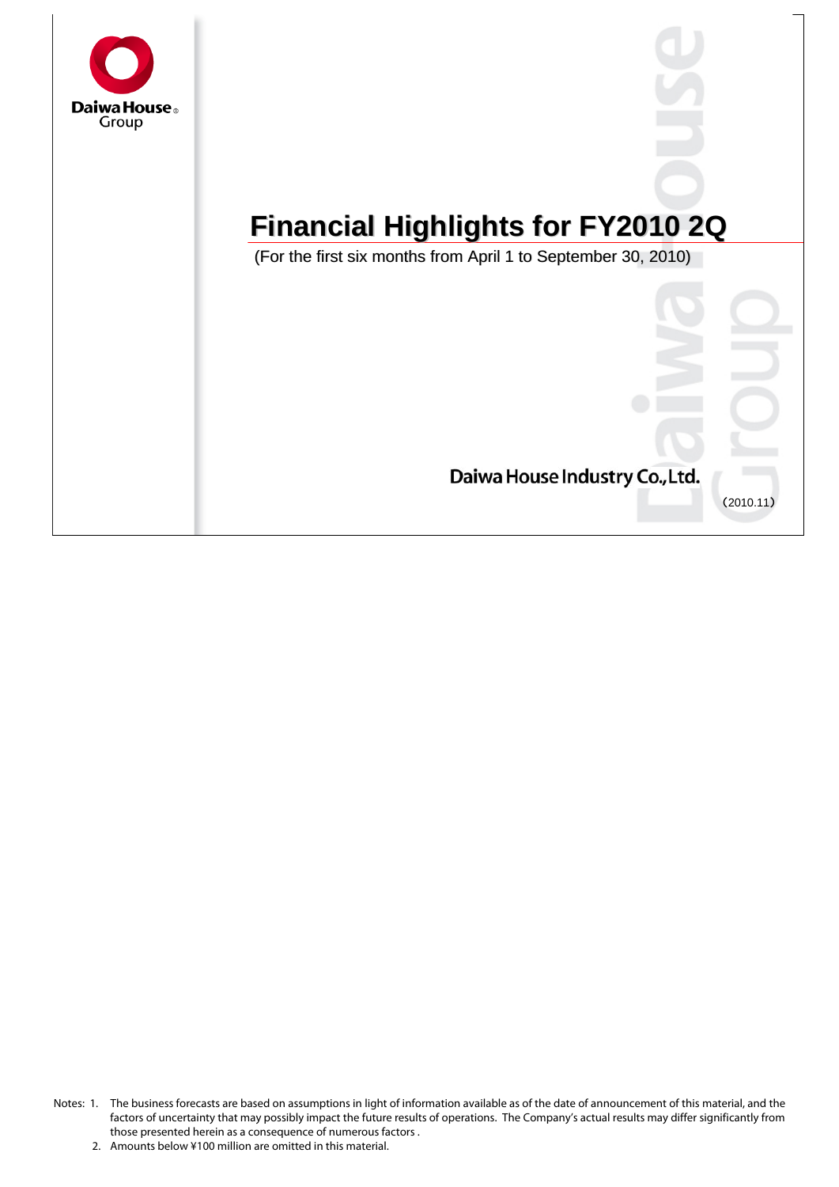Daiwa House Group

# Financial Highlights for FY2010 2Q

(For the first six months from April 1 to September 30, 2010)

Daiwa House Industry Co.,Ltd.

(2010.11)

Notes: 1. The business forecasts are based on assumptions in light of information available as of the date of announcement of this material, and the factors of uncertainty that may possibly impact the future results of operations. The Company's actual results may differ significantly from those presented herein as a consequence of numerous factors .

2. Amounts below ¥100 million are omitted in this material.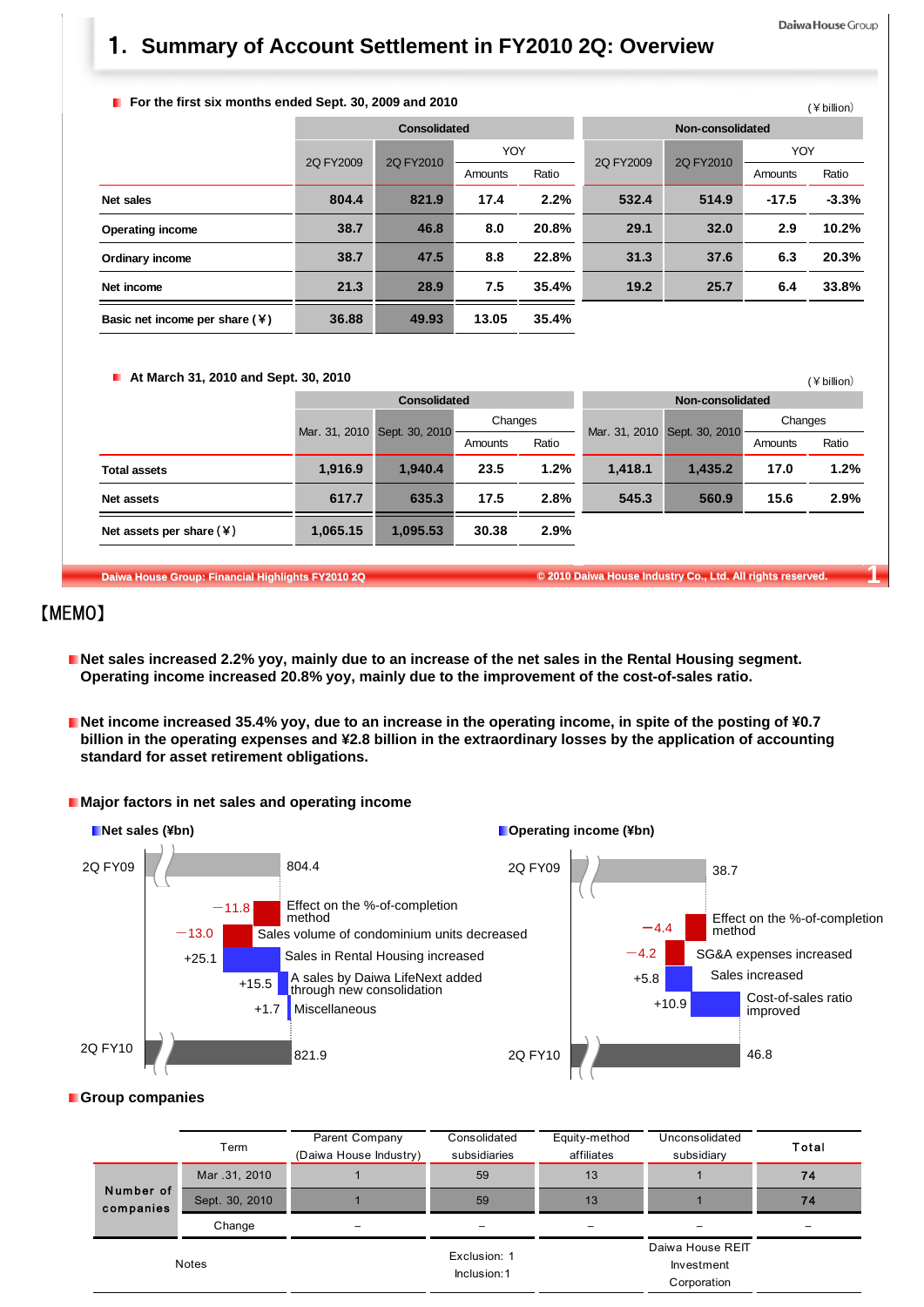# 1. Summary of Account Settlement in FY2010 2Q: Overview

**For the first six months ended Sept. 30, 2009 and 2010**

(¥ billion)

| | Consolidated | | | | Non-consolidated | | | |
|---|---|---|---|---|---|---|---|---|
| | 2Q FY2009 | 2Q FY2010 | YOY | | 2Q FY2009 | 2Q FY2010 | YOY | |
| | | | Amounts | Ratio | | | Amounts | Ratio |
| Net sales | 804.4 | 821.9 | 17.4 | 2.2% | 532.4 | 514.9 | -17.5 | -3.3% |
| Operating income | 38.7 | 46.8 | 8.0 | 20.8% | 29.1 | 32.0 | 2.9 | 10.2% |
| Ordinary income | 38.7 | 47.5 | 8.8 | 22.8% | 31.3 | 37.6 | 6.3 | 20.3% |
| Net income | 21.3 | 28.9 | 7.5 | 35.4% | 19.2 | 25.7 | 6.4 | 33.8% |
| Basic net income per share (¥) | 36.88 | 49.93 | 13.05 | 35.4% | | | | |

**At March 31, 2010 and Sept. 30, 2010**

(¥ billion)

| | Consolidated | | | | Non-consolidated | | | |
|---|---|---|---|---|---|---|---|---|
| | Mar. 31, 2010 | Sept. 30, 2010 | Changes | | Mar. 31, 2010 | Sept. 30, 2010 | Changes | |
| | | | Amounts | Ratio | | | Amounts | Ratio |
| Total assets | 1,916.9 | 1,940.4 | 23.5 | 1.2% | 1,418.1 | 1,435.2 | 17.0 | 1.2% |
| Net assets | 617.7 | 635.3 | 17.5 | 2.8% | 545.3 | 560.9 | 15.6 | 2.9% |
| Net assets per share (¥) | 1,065.15 | 1,095.53 | 30.38 | 2.9% | | | | |

【MEMO】

- **Net sales increased 2.2% yoy, mainly due to an increase of the net sales in the Rental Housing segment. Operating income increased 20.8% yoy, mainly due to the improvement of the cost-of-sales ratio.**

- **Net income increased 35.4% yoy, due to an increase in the operating income, in spite of the posting of ¥0.7 billion in the operating expenses and ¥2.8 billion in the extraordinary losses by the application of accounting standard for asset retirement obligations.**

- **Major factors in net sales and operating income**

**Net sales (¥bn)**

| | Amount | Factor |
|---|---|---|
| 2Q FY09 | 804.4 | |
| | −11.8 | Effect on the %-of-completion method |
| | −13.0 | Sales volume of condominium units decreased |
| | +25.1 | Sales in Rental Housing increased |
| | +15.5 | A sales by Daiwa LifeNext added through new consolidation |
| | +1.7 | Miscellaneous |
| 2Q FY10 | 821.9 | |

**Operating income (¥bn)**

| | Amount | Factor |
|---|---|---|
| 2Q FY09 | 38.7 | |
| | −4.4 | Effect on the %-of-completion method |
| | −4.2 | SG&A expenses increased |
| | +5.8 | Sales increased |
| | +10.9 | Cost-of-sales ratio improved |
| 2Q FY10 | 46.8 | |

- **Group companies**

| | Term | Parent Company (Daiwa House Industry) | Consolidated subsidiaries | Equity-method affiliates | Unconsolidated subsidiary | Total |
|---|---|---|---|---|---|---|
| Number of companies | Mar .31, 2010 | 1 | 59 | 13 | 1 | 74 |
| | Sept. 30, 2010 | 1 | 59 | 13 | 1 | 74 |
| | Change | – | – | – | – | – |
| Notes | | | Exclusion: 1 Inclusion: 1 | | Daiwa House REIT Investment Corporation | |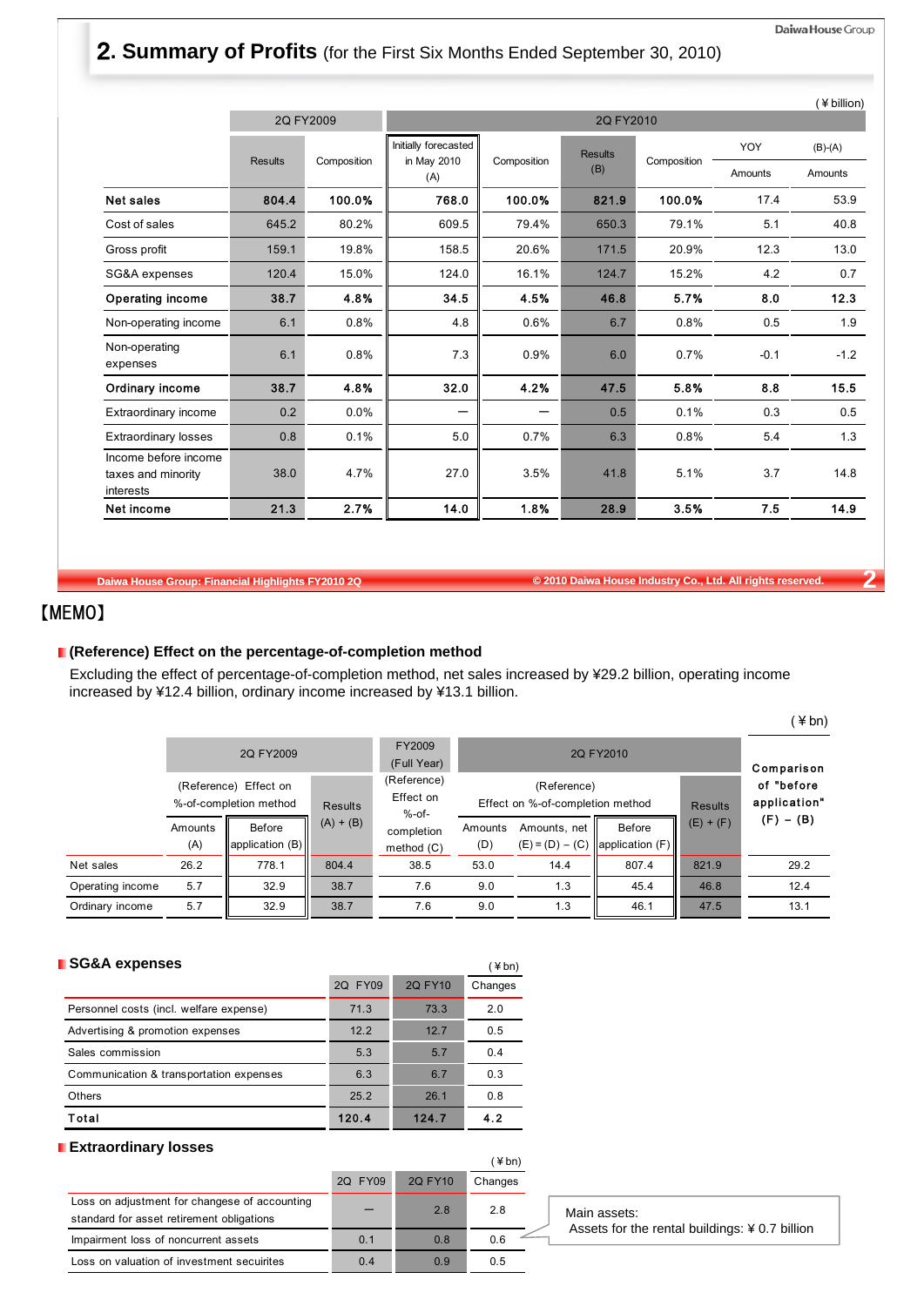## 2. Summary of Profits (for the First Six Months Ended September 30, 2010)

(¥ billion)

| | 2Q FY2009 | | 2Q FY2010 | | | | | |
|---|---|---|---|---|---|---|---|---|
| | Results | Composition | Initially forecasted in May 2010 (A) | Composition | Results (B) | Composition | YOY Amounts | (B)-(A) Amounts |
| **Net sales** | **804.4** | **100.0%** | **768.0** | **100.0%** | **821.9** | **100.0%** | 17.4 | 53.9 |
| Cost of sales | 645.2 | 80.2% | 609.5 | 79.4% | 650.3 | 79.1% | 5.1 | 40.8 |
| Gross profit | 159.1 | 19.8% | 158.5 | 20.6% | 171.5 | 20.9% | 12.3 | 13.0 |
| SG&A expenses | 120.4 | 15.0% | 124.0 | 16.1% | 124.7 | 15.2% | 4.2 | 0.7 |
| **Operating income** | **38.7** | **4.8%** | **34.5** | **4.5%** | **46.8** | **5.7%** | **8.0** | **12.3** |
| Non-operating income | 6.1 | 0.8% | 4.8 | 0.6% | 6.7 | 0.8% | 0.5 | 1.9 |
| Non-operating expenses | 6.1 | 0.8% | 7.3 | 0.9% | 6.0 | 0.7% | -0.1 | -1.2 |
| **Ordinary income** | **38.7** | **4.8%** | **32.0** | **4.2%** | **47.5** | **5.8%** | **8.8** | **15.5** |
| Extraordinary income | 0.2 | 0.0% | ― | ― | 0.5 | 0.1% | 0.3 | 0.5 |
| Extraordinary losses | 0.8 | 0.1% | 5.0 | 0.7% | 6.3 | 0.8% | 5.4 | 1.3 |
| Income before income taxes and minority interests | 38.0 | 4.7% | 27.0 | 3.5% | 41.8 | 5.1% | 3.7 | 14.8 |
| **Net income** | **21.3** | **2.7%** | **14.0** | **1.8%** | **28.9** | **3.5%** | **7.5** | **14.9** |

【MEMO】

### (Reference) Effect on the percentage-of-completion method

Excluding the effect of percentage-of-completion method, net sales increased by ¥29.2 billion, operating income increased by ¥12.4 billion, ordinary income increased by ¥13.1 billion.

(¥ bn)

| | 2Q FY2009 | | | FY2009 (Full Year) | 2Q FY2010 | | | | Comparison of "before application" (F) – (B) |
|---|---|---|---|---|---|---|---|---|---|
| | (Reference) Effect on %-of-completion method | | Results (A) + (B) | (Reference) Effect on %-of-completion method (C) | (Reference) Effect on %-of-completion method | | | Results (E) + (F) | |
| | Amounts (A) | Before application (B) | | | Amounts (D) | Amounts, net (E) = (D) – (C) | Before application (F) | | |
| Net sales | 26.2 | 778.1 | 804.4 | 38.5 | 53.0 | 14.4 | 807.4 | 821.9 | 29.2 |
| Operating income | 5.7 | 32.9 | 38.7 | 7.6 | 9.0 | 1.3 | 45.4 | 46.8 | 12.4 |
| Ordinary income | 5.7 | 32.9 | 38.7 | 7.6 | 9.0 | 1.3 | 46.1 | 47.5 | 13.1 |

### SG&A expenses

(¥bn)

| | 2Q FY09 | 2Q FY10 | Changes |
|---|---|---|---|
| Personnel costs (incl. welfare expense) | 71.3 | 73.3 | 2.0 |
| Advertising & promotion expenses | 12.2 | 12.7 | 0.5 |
| Sales commission | 5.3 | 5.7 | 0.4 |
| Communication & transportation expenses | 6.3 | 6.7 | 0.3 |
| Others | 25.2 | 26.1 | 0.8 |
| **Total** | **120.4** | **124.7** | **4.2** |

### Extraordinary losses

(¥bn)

| | 2Q FY09 | 2Q FY10 | Changes |
|---|---|---|---|
| Loss on adjustment for changege of accounting standard for asset retirement obligations | ― | 2.8 | 2.8 |
| Impairment loss of noncurrent assets | 0.1 | 0.8 | 0.6 |
| Loss on valuation of investment secuirites | 0.4 | 0.9 | 0.5 |

Main assets:
Assets for the rental buildings: ¥ 0.7 billion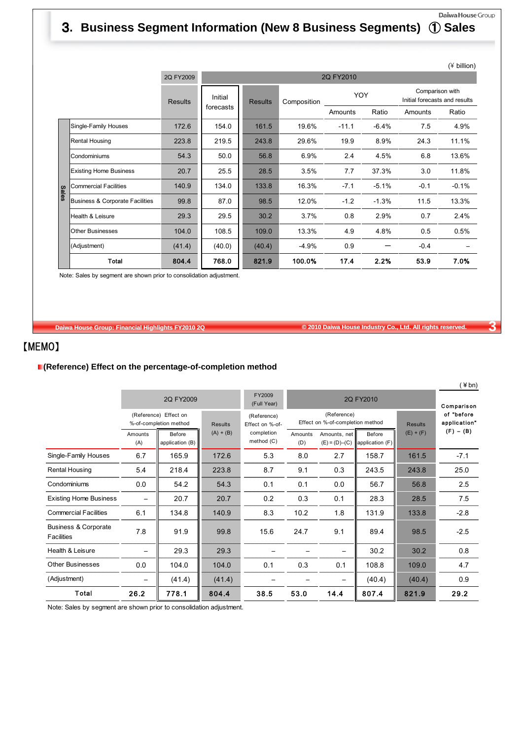# 3. Business Segment Information (New 8 Business Segments) ① Sales

(¥ billion)

| | | 2Q FY2009 | 2Q FY2010 | | | | | | |
|---|---|---|---|---|---|---|---|---|---|
| | | Results | Initial forecasts | Results | Composition | YOY | | Comparison with Initial forecasts and results | |
| | | | | | | Amounts | Ratio | Amounts | Ratio |
| Sales | Single-Family Houses | 172.6 | 154.0 | 161.5 | 19.6% | -11.1 | -6.4% | 7.5 | 4.9% |
| | Rental Housing | 223.8 | 219.5 | 243.8 | 29.6% | 19.9 | 8.9% | 24.3 | 11.1% |
| | Condominiums | 54.3 | 50.0 | 56.8 | 6.9% | 2.4 | 4.5% | 6.8 | 13.6% |
| | Existing Home Business | 20.7 | 25.5 | 28.5 | 3.5% | 7.7 | 37.3% | 3.0 | 11.8% |
| | Commercial Facilities | 140.9 | 134.0 | 133.8 | 16.3% | -7.1 | -5.1% | -0.1 | -0.1% |
| | Business & Corporate Facilities | 99.8 | 87.0 | 98.5 | 12.0% | -1.2 | -1.3% | 11.5 | 13.3% |
| | Health & Leisure | 29.3 | 29.5 | 30.2 | 3.7% | 0.8 | 2.9% | 0.7 | 2.4% |
| | Other Businesses | 104.0 | 108.5 | 109.0 | 13.3% | 4.9 | 4.8% | 0.5 | 0.5% |
| | (Adjustment) | (41.4) | (40.0) | (40.4) | -4.9% | 0.9 | ー | -0.4 | – |
| | **Total** | **804.4** | **768.0** | **821.9** | **100.0%** | **17.4** | **2.2%** | **53.9** | **7.0%** |

Note: Sales by segment are shown prior to consolidation adjustment.

【MEMO】

**(Reference) Effect on the percentage-of-completion method**

(¥bn)

| | 2Q FY2009 | | | FY2009 (Full Year) | 2Q FY2010 | | | | Comparison of "before application" (F) − (B) |
|---|---|---|---|---|---|---|---|---|---|
| | (Reference) Effect on %-of-completion method | | Results (A) + (B) | (Reference) Effect on %-of-completion method (C) | (Reference) Effect on %-of-completion method | | | Results (E) + (F) | |
| | Amounts (A) | Before application (B) | | | Amounts (D) | Amounts, net (E) = (D)−(C) | Before application (F) | | |
| Single-Family Houses | 6.7 | 165.9 | 172.6 | 5.3 | 8.0 | 2.7 | 158.7 | 161.5 | -7.1 |
| Rental Housing | 5.4 | 218.4 | 223.8 | 8.7 | 9.1 | 0.3 | 243.5 | 243.8 | 25.0 |
| Condominiums | 0.0 | 54.2 | 54.3 | 0.1 | 0.1 | 0.0 | 56.7 | 56.8 | 2.5 |
| Existing Home Business | – | 20.7 | 20.7 | 0.2 | 0.3 | 0.1 | 28.3 | 28.5 | 7.5 |
| Commercial Facilities | 6.1 | 134.8 | 140.9 | 8.3 | 10.2 | 1.8 | 131.9 | 133.8 | -2.8 |
| Business & Corporate Facilities | 7.8 | 91.9 | 99.8 | 15.6 | 24.7 | 9.1 | 89.4 | 98.5 | -2.5 |
| Health & Leisure | – | 29.3 | 29.3 | – | – | – | 30.2 | 30.2 | 0.8 |
| Other Businesses | 0.0 | 104.0 | 104.0 | 0.1 | 0.3 | 0.1 | 108.8 | 109.0 | 4.7 |
| (Adjustment) | – | (41.4) | (41.4) | – | – | – | (40.4) | (40.4) | 0.9 |
| **Total** | **26.2** | **778.1** | **804.4** | **38.5** | **53.0** | **14.4** | **807.4** | **821.9** | **29.2** |

Note: Sales by segment are shown prior to consolidation adjustment.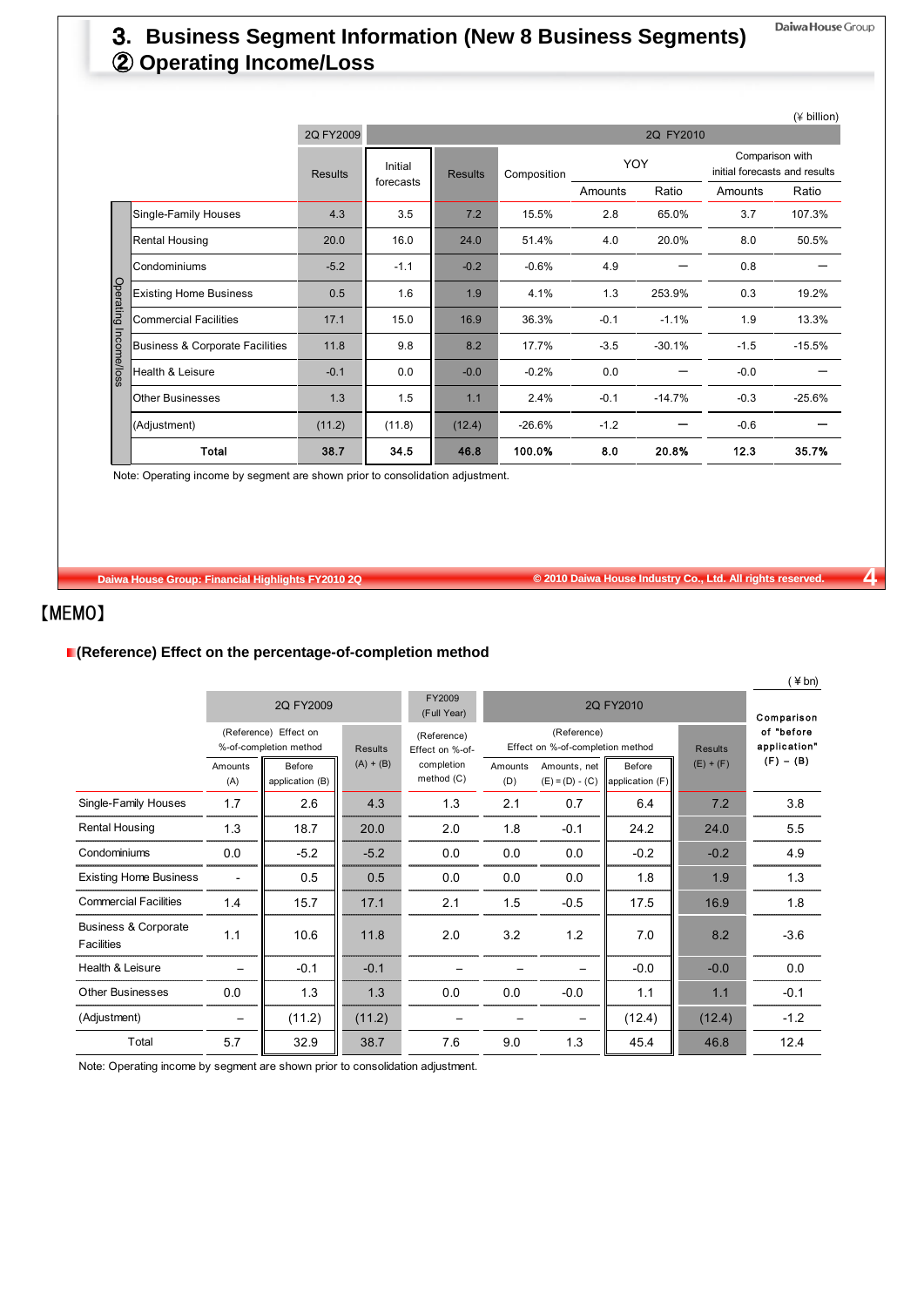# 3. Business Segment Information (New 8 Business Segments)

## ② Operating Income/Loss

(¥ billion)

| | 2Q FY2009 | 2Q FY2010 | | | | | | |
|---|---|---|---|---|---|---|---|---|
| | Results | Initial forecasts | Results | Composition | YOY | | Comparison with initial forecasts and results | |
| | | | | | Amounts | Ratio | Amounts | Ratio |
| Single-Family Houses | 4.3 | 3.5 | 7.2 | 15.5% | 2.8 | 65.0% | 3.7 | 107.3% |
| Rental Housing | 20.0 | 16.0 | 24.0 | 51.4% | 4.0 | 20.0% | 8.0 | 50.5% |
| Condominiums | -5.2 | -1.1 | -0.2 | -0.6% | 4.9 | ー | 0.8 | ー |
| Existing Home Business | 0.5 | 1.6 | 1.9 | 4.1% | 1.3 | 253.9% | 0.3 | 19.2% |
| Commercial Facilities | 17.1 | 15.0 | 16.9 | 36.3% | -0.1 | -1.1% | 1.9 | 13.3% |
| Business & Corporate Facilities | 11.8 | 9.8 | 8.2 | 17.7% | -3.5 | -30.1% | -1.5 | -15.5% |
| Health & Leisure | -0.1 | 0.0 | -0.0 | -0.2% | 0.0 | ー | -0.0 | ー |
| Other Businesses | 1.3 | 1.5 | 1.1 | 2.4% | -0.1 | -14.7% | -0.3 | -25.6% |
| (Adjustment) | (11.2) | (11.8) | (12.4) | -26.6% | -1.2 | ー | -0.6 | ー |
| **Total** | **38.7** | **34.5** | **46.8** | **100.0%** | **8.0** | **20.8%** | **12.3** | **35.7%** |

Note: Operating income by segment are shown prior to consolidation adjustment.

【MEMO】

### (Reference) Effect on the percentage-of-completion method

(¥ bn)

| | 2Q FY2009 | | | FY2009 (Full Year) | 2Q FY2010 | | | | Comparison of "before application" (F) − (B) |
|---|---|---|---|---|---|---|---|---|---|
| | (Reference) Effect on %-of-completion method | | Results (A) + (B) | (Reference) Effect on %-of-completion method (C) | (Reference) Effect on %-of-completion method | | | Results (E) + (F) | |
| | Amounts (A) | Before application (B) | | | Amounts (D) | Amounts, net (E) = (D) - (C) | Before application (F) | | |
| Single-Family Houses | 1.7 | 2.6 | 4.3 | 1.3 | 2.1 | 0.7 | 6.4 | 7.2 | 3.8 |
| Rental Housing | 1.3 | 18.7 | 20.0 | 2.0 | 1.8 | -0.1 | 24.2 | 24.0 | 5.5 |
| Condominiums | 0.0 | -5.2 | -5.2 | 0.0 | 0.0 | 0.0 | -0.2 | -0.2 | 4.9 |
| Existing Home Business | - | 0.5 | 0.5 | 0.0 | 0.0 | 0.0 | 1.8 | 1.9 | 1.3 |
| Commercial Facilities | 1.4 | 15.7 | 17.1 | 2.1 | 1.5 | -0.5 | 17.5 | 16.9 | 1.8 |
| Business & Corporate Facilities | 1.1 | 10.6 | 11.8 | 2.0 | 3.2 | 1.2 | 7.0 | 8.2 | -3.6 |
| Health & Leisure | – | -0.1 | -0.1 | – | – | – | -0.0 | -0.0 | 0.0 |
| Other Businesses | 0.0 | 1.3 | 1.3 | 0.0 | 0.0 | -0.0 | 1.1 | 1.1 | -0.1 |
| (Adjustment) | – | (11.2) | (11.2) | – | – | – | (12.4) | (12.4) | -1.2 |
| Total | 5.7 | 32.9 | 38.7 | 7.6 | 9.0 | 1.3 | 45.4 | 46.8 | 12.4 |

Note: Operating income by segment are shown prior to consolidation adjustment.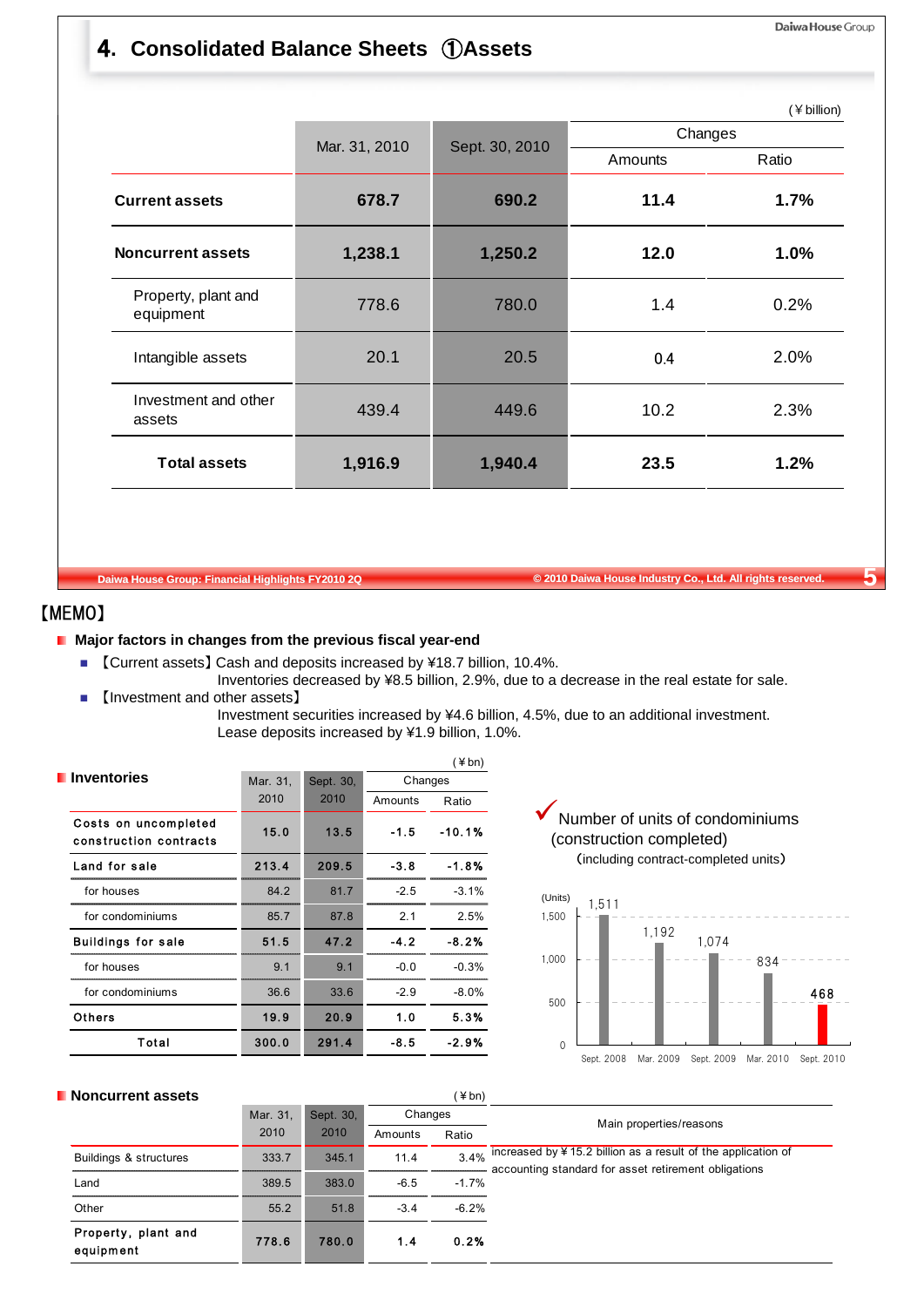# 4. Consolidated Balance Sheets ①Assets

(¥ billion)

| | Mar. 31, 2010 | Sept. 30, 2010 | Changes | |
|---|---|---|---|---|
| | | | Amounts | Ratio |
| **Current assets** | **678.7** | **690.2** | **11.4** | **1.7%** |
| **Noncurrent assets** | **1,238.1** | **1,250.2** | **12.0** | **1.0%** |
| Property, plant and equipment | 778.6 | 780.0 | 1.4 | 0.2% |
| Intangible assets | 20.1 | 20.5 | 0.4 | 2.0% |
| Investment and other assets | 439.4 | 449.6 | 10.2 | 2.3% |
| **Total assets** | **1,916.9** | **1,940.4** | **23.5** | **1.2%** |

【MEMO】

- **Major factors in changes from the previous fiscal year-end**
  - 【Current assets】Cash and deposits increased by ¥18.7 billion, 10.4%.
    Inventories decreased by ¥8.5 billion, 2.9%, due to a decrease in the real estate for sale.
  - 【Investment and other assets】
    Investment securities increased by ¥4.6 billion, 4.5%, due to an additional investment.
    Lease deposits increased by ¥1.9 billion, 1.0%.

**Inventories**

(¥bn)

| | Mar. 31, 2010 | Sept. 30, 2010 | Changes | |
|---|---|---|---|---|
| | | | Amounts | Ratio |
| Costs on uncompleted construction contracts | 15.0 | 13.5 | -1.5 | -10.1% |
| Land for sale | 213.4 | 209.5 | -3.8 | -1.8% |
| for houses | 84.2 | 81.7 | -2.5 | -3.1% |
| for condominiums | 85.7 | 87.8 | 2.1 | 2.5% |
| Buildings for sale | 51.5 | 47.2 | -4.2 | -8.2% |
| for houses | 9.1 | 9.1 | -0.0 | -0.3% |
| for condominiums | 36.6 | 33.6 | -2.9 | -8.0% |
| Others | 19.9 | 20.9 | 1.0 | 5.3% |
| Total | 300.0 | 291.4 | -8.5 | -2.9% |

✔ Number of units of condominiums (construction completed)
(including contract-completed units)

(Units)

| Sept. 2008 | Mar. 2009 | Sept. 2009 | Mar. 2010 | Sept. 2010 |
|---|---|---|---|---|
| 1,511 | 1,192 | 1,074 | 834 | 468 |

**Noncurrent assets**

(¥bn)

| | Mar. 31, 2010 | Sept. 30, 2010 | Changes | | Main properties/reasons |
|---|---|---|---|---|---|
| | | | Amounts | Ratio | |
| Buildings & structures | 333.7 | 345.1 | 11.4 | 3.4% | increased by ¥15.2 billion as a result of the application of accounting standard for asset retirement obligations |
| Land | 389.5 | 383.0 | -6.5 | -1.7% | |
| Other | 55.2 | 51.8 | -3.4 | -6.2% | |
| Property, plant and equipment | 778.6 | 780.0 | 1.4 | 0.2% | |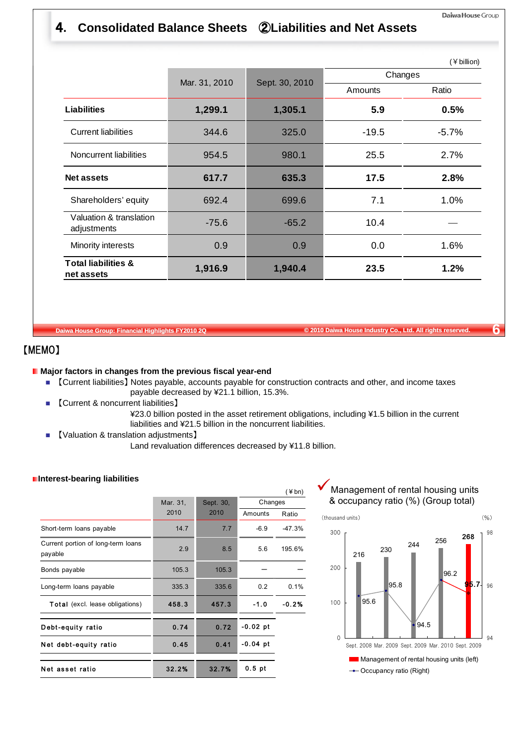# 4. Consolidated Balance Sheets ②Liabilities and Net Assets

(￥billion)

| | Mar. 31, 2010 | Sept. 30, 2010 | Changes | |
|---|---|---|---|---|
| | | | Amounts | Ratio |
| **Liabilities** | **1,299.1** | **1,305.1** | **5.9** | **0.5%** |
| Current liabilities | 344.6 | 325.0 | -19.5 | -5.7% |
| Noncurrent liabilities | 954.5 | 980.1 | 25.5 | 2.7% |
| **Net assets** | **617.7** | **635.3** | **17.5** | **2.8%** |
| Shareholders' equity | 692.4 | 699.6 | 7.1 | 1.0% |
| Valuation & translation adjustments | -75.6 | -65.2 | 10.4 | — |
| Minority interests | 0.9 | 0.9 | 0.0 | 1.6% |
| **Total liabilities & net assets** | **1,916.9** | **1,940.4** | **23.5** | **1.2%** |

## 【MEMO】

**Major factors in changes from the previous fiscal year-end**

- 【Current liabilities】Notes payable, accounts payable for construction contracts and other, and income taxes payable decreased by ¥21.1 billion, 15.3%.
- 【Current & noncurrent liabilities】
  ¥23.0 billion posted in the asset retirement obligations, including ¥1.5 billion in the current liabilities and ¥21.5 billion in the noncurrent liabilities.
- 【Valuation & translation adjustments】
  Land revaluation differences decreased by ¥11.8 billion.

**Interest-bearing liabilities**

(￥bn)

| | Mar. 31, 2010 | Sept. 30, 2010 | Changes | |
|---|---|---|---|---|
| | | | Amounts | Ratio |
| Short-term loans payable | 14.7 | 7.7 | -6.9 | -47.3% |
| Current portion of long-term loans payable | 2.9 | 8.5 | 5.6 | 195.6% |
| Bonds payable | 105.3 | 105.3 | — | — |
| Long-term loans payable | 335.3 | 335.6 | 0.2 | 0.1% |
| **Total** (excl. lease obligations) | **458.3** | **457.3** | **-1.0** | **-0.2%** |
| **Debt-equity ratio** | **0.74** | **0.72** | **-0.02 pt** | |
| **Net debt-equity ratio** | **0.45** | **0.41** | **-0.04 pt** | |
| **Net asset ratio** | **32.2%** | **32.7%** | **0.5 pt** | |

**Management of rental housing units & occupancy ratio (%) (Group total)**

| | Sept. 2008 | Mar. 2009 | Sept. 2009 | Mar. 2010 | Sept. 2010 |
|---|---|---|---|---|---|
| Management of rental housing units (thousand units) (left) | 216 | 230 | 244 | 256 | 268 |
| Occupancy ratio (%) (Right) | 95.6 | 95.8 | 94.5 | 96.2 | 95.7 |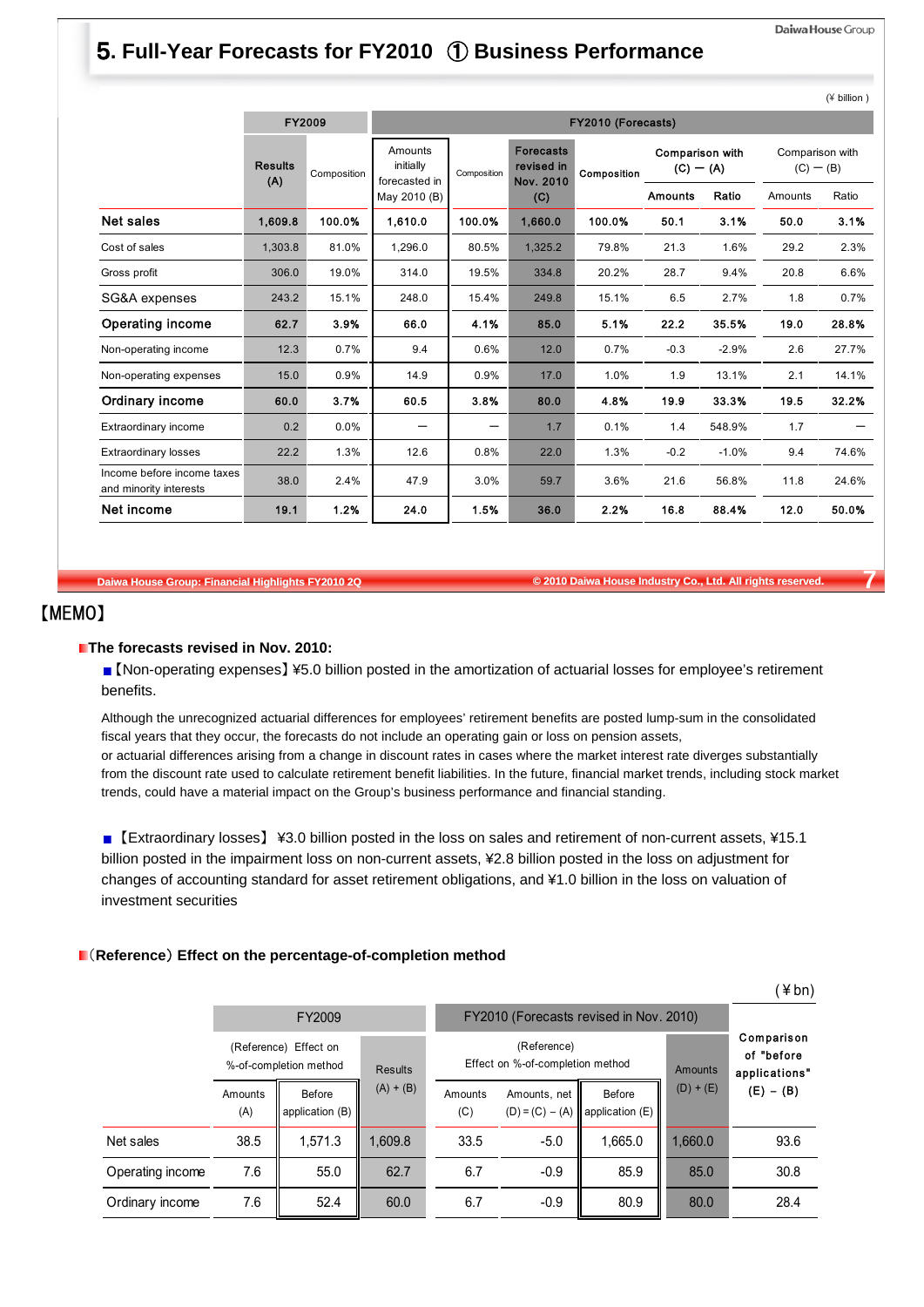# 5. Full-Year Forecasts for FY2010 ① Business Performance

(¥ billion )

| | FY2009 | | FY2010 (Forecasts) | | | | | | | |
|---|---|---|---|---|---|---|---|---|---|---|
| | Results (A) | Composition | Amounts initially forecasted in May 2010 (B) | Composition | Forecasts revised in Nov. 2010 (C) | Composition | Comparison with (C) − (A) | | Comparison with (C) − (B) | |
| | | | | | | | Amounts | Ratio | Amounts | Ratio |
| **Net sales** | **1,609.8** | **100.0%** | **1,610.0** | **100.0%** | **1,660.0** | **100.0%** | **50.1** | **3.1%** | **50.0** | **3.1%** |
| Cost of sales | 1,303.8 | 81.0% | 1,296.0 | 80.5% | 1,325.2 | 79.8% | 21.3 | 1.6% | 29.2 | 2.3% |
| Gross profit | 306.0 | 19.0% | 314.0 | 19.5% | 334.8 | 20.2% | 28.7 | 9.4% | 20.8 | 6.6% |
| SG&A expenses | 243.2 | 15.1% | 248.0 | 15.4% | 249.8 | 15.1% | 6.5 | 2.7% | 1.8 | 0.7% |
| **Operating income** | **62.7** | **3.9%** | **66.0** | **4.1%** | **85.0** | **5.1%** | **22.2** | **35.5%** | **19.0** | **28.8%** |
| Non-operating income | 12.3 | 0.7% | 9.4 | 0.6% | 12.0 | 0.7% | -0.3 | -2.9% | 2.6 | 27.7% |
| Non-operating expenses | 15.0 | 0.9% | 14.9 | 0.9% | 17.0 | 1.0% | 1.9 | 13.1% | 2.1 | 14.1% |
| **Ordinary income** | **60.0** | **3.7%** | **60.5** | **3.8%** | **80.0** | **4.8%** | **19.9** | **33.3%** | **19.5** | **32.2%** |
| Extraordinary income | 0.2 | 0.0% | − | − | 1.7 | 0.1% | 1.4 | 548.9% | 1.7 | − |
| Extraordinary losses | 22.2 | 1.3% | 12.6 | 0.8% | 22.0 | 1.3% | -0.2 | -1.0% | 9.4 | 74.6% |
| Income before income taxes and minority interests | 38.0 | 2.4% | 47.9 | 3.0% | 59.7 | 3.6% | 21.6 | 56.8% | 11.8 | 24.6% |
| **Net income** | **19.1** | **1.2%** | **24.0** | **1.5%** | **36.0** | **2.2%** | **16.8** | **88.4%** | **12.0** | **50.0%** |

## 【MEMO】

**The forecasts revised in Nov. 2010:**

- 【Non-operating expenses】¥5.0 billion posted in the amortization of actuarial losses for employee's retirement benefits.

Although the unrecognized actuarial differences for employees' retirement benefits are posted lump-sum in the consolidated fiscal years that they occur, the forecasts do not include an operating gain or loss on pension assets, or actuarial differences arising from a change in discount rates in cases where the market interest rate diverges substantially from the discount rate used to calculate retirement benefit liabilities. In the future, financial market trends, including stock market trends, could have a material impact on the Group's business performance and financial standing.

- 【Extraordinary losses】 ¥3.0 billion posted in the loss on sales and retirement of non-current assets, ¥15.1 billion posted in the impairment loss on non-current assets, ¥2.8 billion posted in the loss on adjustment for changes of accounting standard for asset retirement obligations, and ¥1.0 billion in the loss on valuation of investment securities

**(Reference) Effect on the percentage-of-completion method**

(¥bn)

| | FY2009 | | | FY2010 (Forecasts revised in Nov. 2010) | | | | Comparison of "before applications" (E) − (B) |
|---|---|---|---|---|---|---|---|---|
| | (Reference) Effect on %-of-completion method | | Results (A) + (B) | (Reference) Effect on %-of-completion method | | | Amounts (D) + (E) | |
| | Amounts (A) | Before application (B) | | Amounts (C) | Amounts, net (D) = (C) − (A) | Before application (E) | | |
| Net sales | 38.5 | 1,571.3 | 1,609.8 | 33.5 | -5.0 | 1,665.0 | 1,660.0 | 93.6 |
| Operating income | 7.6 | 55.0 | 62.7 | 6.7 | -0.9 | 85.9 | 85.0 | 30.8 |
| Ordinary income | 7.6 | 52.4 | 60.0 | 6.7 | -0.9 | 80.9 | 80.0 | 28.4 |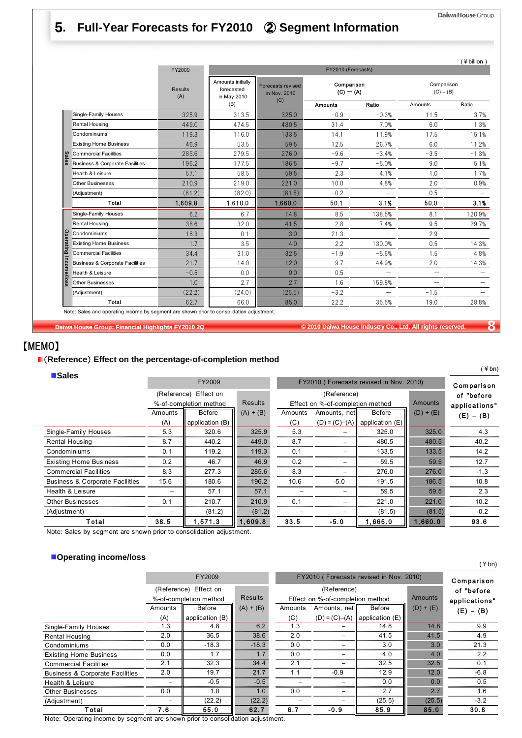# 5. Full-Year Forecasts for FY2010 ② Segment Information

(¥billion)

| | | FY2009 | FY2010 (Forecasts) | | | | | |
|---|---|---|---|---|---|---|---|---|
| | | Results (A) | Amounts initially forecasted in May 2010 (B) | Forecasts revised in Nov. 2010 (C) | Comparison (C) − (A) | | Comparison (C) − (B) | |
| | | | | | Amounts | Ratio | Amounts | Ratio |
| Sales | Single-Family Houses | 325.9 | 313.5 | 325.0 | −0.9 | −0.3% | 11.5 | 3.7% |
| | Rental Housing | 449.0 | 474.5 | 480.5 | 31.4 | 7.0% | 6.0 | 1.3% |
| | Condominiums | 119.3 | 116.0 | 133.5 | 14.1 | 11.9% | 17.5 | 15.1% |
| | Existing Home Business | 46.9 | 53.5 | 59.5 | 12.5 | 26.7% | 6.0 | 11.2% |
| | Commercial Facilities | 285.6 | 279.5 | 276.0 | −9.6 | −3.4% | −3.5 | −1.3% |
| | Business & Corporate Facilities | 196.2 | 177.5 | 186.5 | −9.7 | −5.0% | 9.0 | 5.1% |
| | Health & Leisure | 57.1 | 58.5 | 59.5 | 2.3 | 4.1% | 1.0 | 1.7% |
| | Other Businesses | 210.9 | 219.0 | 221.0 | 10.0 | 4.8% | 2.0 | 0.9% |
| | (Adjustment) | (81.2) | (82.0) | (81.5) | −0.2 | — | 0.5 | — |
| | Total | 1,609.8 | 1,610.0 | 1,660.0 | 50.1 | 3.1% | 50.0 | 3.1% |
| Operating income/loss | Single-Family Houses | 6.2 | 6.7 | 14.8 | 8.5 | 138.5% | 8.1 | 120.9% |
| | Rental Housing | 38.6 | 32.0 | 41.5 | 2.8 | 7.4% | 9.5 | 29.7% |
| | Condominiums | −18.3 | 0.1 | 3.0 | 21.3 | — | 2.9 | — |
| | Existing Home Business | 1.7 | 3.5 | 4.0 | 2.2 | 130.0% | 0.5 | 14.3% |
| | Commercial Facilities | 34.4 | 31.0 | 32.5 | −1.9 | −5.6% | 1.5 | 4.8% |
| | Business & Corporate Facilities | 21.7 | 14.0 | 12.0 | −9.7 | −44.9% | −2.0 | −14.3% |
| | Health & Leisure | −0.5 | 0.0 | 0.0 | 0.5 | — | — | — |
| | Other Businesses | 1.0 | 2.7 | 2.7 | 1.6 | 159.8% | — | — |
| | (Adjustment) | (22.2) | (24.0) | (25.5) | −3.2 | — | −1.5 | — |
| | Total | 62.7 | 66.0 | 85.0 | 22.2 | 35.5% | 19.0 | 28.8% |

Note: Sales and operating income by segment are shown prior to consolidation adjustment.

## 【MEMO】

### (Reference) Effect on the percentage-of-completion method

**■Sales** (¥bn)

| | FY2009 | | | FY2010 ( Forecasts revised in Nov. 2010) | | | | Comparison of "before applications" |
|---|---|---|---|---|---|---|---|---|
| | (Reference) Effect on %-of-completion method | | Results | (Reference) Effect on %-of-completion method | | | Amounts | |
| | Amounts (A) | Before application (B) | (A) + (B) | Amounts (C) | Amounts, net (D) = (C)−(A) | Before application (E) | (D) + (E) | (E) − (B) |
| Single-Family Houses | 5.3 | 320.6 | 325.9 | 5.3 | – | 325.0 | 325.0 | 4.3 |
| Rental Housing | 8.7 | 440.2 | 449.0 | 8.7 | – | 480.5 | 480.5 | 40.2 |
| Condominiums | 0.1 | 119.2 | 119.3 | 0.1 | – | 133.5 | 133.5 | 14.2 |
| Existing Home Business | 0.2 | 46.7 | 46.9 | 0.2 | – | 59.5 | 59.5 | 12.7 |
| Commercial Facilities | 8.3 | 277.3 | 285.6 | 8.3 | – | 276.0 | 276.0 | -1.3 |
| Business & Corporate Facilities | 15.6 | 180.6 | 196.2 | 10.6 | -5.0 | 191.5 | 186.5 | 10.8 |
| Health & Leisure | – | 57.1 | 57.1 | – | – | 59.5 | 59.5 | 2.3 |
| Other Businesses | 0.1 | 210.7 | 210.9 | 0.1 | – | 221.0 | 221.0 | 10.2 |
| (Adjustment) | – | (81.2) | (81.2) | – | – | (81.5) | (81.5) | -0.2 |
| Total | 38.5 | 1,571.3 | 1,609.8 | 33.5 | -5.0 | 1,665.0 | 1,660.0 | 93.6 |

Note: Sales by segment are shown prior to consolidation adjustment.

**■Operating income/loss** (¥bn)

| | FY2009 | | | FY2010 ( Forecasts revised in Nov. 2010) | | | | Comparison of "before applications" |
|---|---|---|---|---|---|---|---|---|
| | (Reference) Effect on %-of-completion method | | Results | (Reference) Effect on %-of-completion method | | | Amounts | |
| | Amounts (A) | Before application (B) | (A) + (B) | Amounts (C) | Amounts, net (D) = (C)−(A) | Before application (E) | (D) + (E) | (E) − (B) |
| Single-Family Houses | 1.3 | 4.8 | 6.2 | 1.3 | – | 14.8 | 14.8 | 9.9 |
| Rental Housing | 2.0 | 36.5 | 38.6 | 2.0 | – | 41.5 | 41.5 | 4.9 |
| Condominiums | 0.0 | -18.3 | -18.3 | 0.0 | – | 3.0 | 3.0 | 21.3 |
| Existing Home Business | 0.0 | 1.7 | 1.7 | 0.0 | – | 4.0 | 4.0 | 2.2 |
| Commercial Facilities | 2.1 | 32.3 | 34.4 | 2.1 | – | 32.5 | 32.5 | 0.1 |
| Business & Corporate Facilities | 2.0 | 19.7 | 21.7 | 1.1 | -0.9 | 12.9 | 12.0 | -6.8 |
| Health & Leisure | – | -0.5 | -0.5 | – | – | 0.0 | 0.0 | 0.5 |
| Other Businesses | 0.0 | 1.0 | 1.0 | 0.0 | – | 2.7 | 2.7 | 1.6 |
| (Adjustment) | – | (22.2) | (22.2) | – | – | (25.5) | (25.5) | -3.2 |
| Total | 7.6 | 55.0 | 62.7 | 6.7 | -0.9 | 85.9 | 85.0 | 30.8 |

Note: Operating income by segment are shown prior to consolidation adjustment.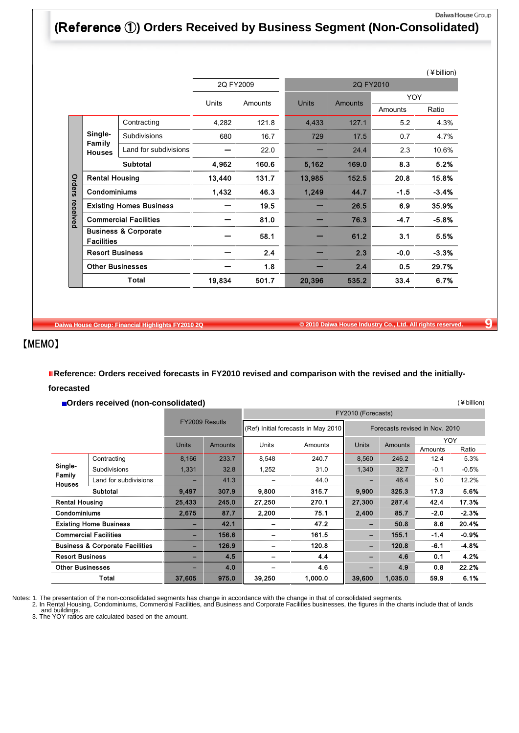# (Reference ①) Orders Received by Business Segment (Non-Consolidated)

(¥billion)

| | | | 2Q FY2009 | | 2Q FY2010 | | | |
|---|---|---|---|---|---|---|---|---|
| | | | Units | Amounts | Units | Amounts | YOY Amounts | YOY Ratio |
| Orders received | Single-Family Houses | Contracting | 4,282 | 121.8 | 4,433 | 127.1 | 5.2 | 4.3% |
| | | Subdivisions | 680 | 16.7 | 729 | 17.5 | 0.7 | 4.7% |
| | | Land for subdivisions | – | 22.0 | – | 24.4 | 2.3 | 10.6% |
| | | **Subtotal** | **4,962** | **160.6** | **5,162** | **169.0** | **8.3** | **5.2%** |
| | **Rental Housing** | | **13,440** | **131.7** | **13,985** | **152.5** | **20.8** | **15.8%** |
| | **Condominiums** | | **1,432** | **46.3** | **1,249** | **44.7** | **-1.5** | **-3.4%** |
| | **Existing Homes Business** | | – | **19.5** | – | **26.5** | **6.9** | **35.9%** |
| | **Commercial Facilities** | | – | **81.0** | – | **76.3** | **-4.7** | **-5.8%** |
| | **Business & Corporate Facilities** | | – | **58.1** | – | **61.2** | **3.1** | **5.5%** |
| | **Resort Business** | | – | **2.4** | – | **2.3** | **-0.0** | **-3.3%** |
| | **Other Businesses** | | – | **1.8** | – | **2.4** | **0.5** | **29.7%** |
| | **Total** | | **19,834** | **501.7** | **20,396** | **535.2** | **33.4** | **6.7%** |

【MEMO】

**Reference: Orders received forecasts in FY2010 revised and comparison with the revised and the initially-forecasted**

**Orders received (non-consolidated)**

(¥billion)

| | | FY2009 Resutls | | FY2010 (Forecasts) | | | | | |
|---|---|---|---|---|---|---|---|---|---|
| | | | | (Ref) Initial forecasts in May 2010 | | Forecasts revised in Nov. 2010 | | | |
| | | Units | Amounts | Units | Amounts | Units | Amounts | YOY Amounts | YOY Ratio |
| Single-Family Houses | Contracting | 8,166 | 233.7 | 8,548 | 240.7 | 8,560 | 246.2 | 12.4 | 5.3% |
| | Subdivisions | 1,331 | 32.8 | 1,252 | 31.0 | 1,340 | 32.7 | -0.1 | -0.5% |
| | Land for subdivisions | – | 41.3 | – | 44.0 | – | 46.4 | 5.0 | 12.2% |
| | **Subtotal** | **9,497** | **307.9** | **9,800** | **315.7** | **9,900** | **325.3** | **17.3** | **5.6%** |
| **Rental Housing** | | **25,433** | **245.0** | **27,250** | **270.1** | **27,300** | **287.4** | **42.4** | **17.3%** |
| **Condominiums** | | **2,675** | **87.7** | **2,200** | **75.1** | **2,400** | **85.7** | **-2.0** | **-2.3%** |
| **Existing Home Business** | | – | **42.1** | – | **47.2** | – | **50.8** | **8.6** | **20.4%** |
| **Commercial Facilities** | | – | **156.6** | – | **161.5** | – | **155.1** | **-1.4** | **-0.9%** |
| **Business & Corporate Facilities** | | – | **126.9** | – | **120.8** | – | **120.8** | **-6.1** | **-4.8%** |
| **Resort Business** | | – | **4.5** | – | **4.4** | – | **4.6** | **0.1** | **4.2%** |
| **Other Businesses** | | – | **4.0** | – | **4.6** | – | **4.9** | **0.8** | **22.2%** |
| **Total** | | **37,605** | **975.0** | **39,250** | **1,000.0** | **39,600** | **1,035.0** | **59.9** | **6.1%** |

Notes: 1. The presentation of the non-consolidated segments has change in accordance with the change in that of consolidated segments.
2. In Rental Housing, Condominiums, Commercial Facilities, and Business and Corporate Facilities businesses, the figures in the charts include that of lands and buildings.
3. The YOY ratios are calculated based on the amount.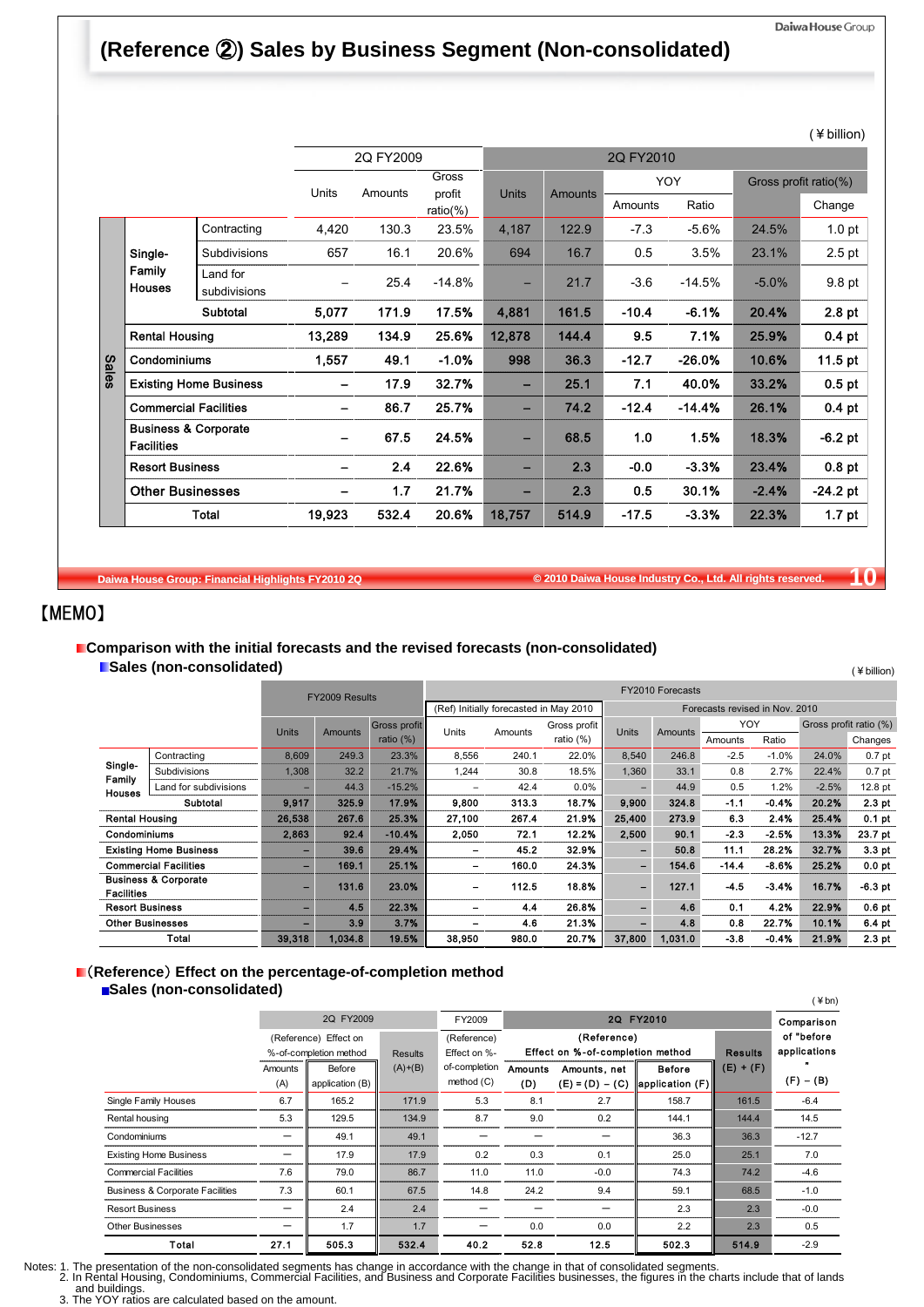# (Reference ②) Sales by Business Segment (Non-consolidated)

(￥billion)

| | | | 2Q FY2009 | | | 2Q FY2010 | | | | | |
|---|---|---|---|---|---|---|---|---|---|---|---|
| | | | Units | Amounts | Gross profit ratio(%) | Units | Amounts | YOY Amounts | YOY Ratio | Gross profit ratio(%) | Change |
| Sales | Single-Family Houses | Contracting | 4,420 | 130.3 | 23.5% | 4,187 | 122.9 | -7.3 | -5.6% | 24.5% | 1.0 pt |
| | | Subdivisions | 657 | 16.1 | 20.6% | 694 | 16.7 | 0.5 | 3.5% | 23.1% | 2.5 pt |
| | | Land for subdivisions | – | 25.4 | -14.8% | – | 21.7 | -3.6 | -14.5% | -5.0% | 9.8 pt |
| | | Subtotal | 5,077 | 171.9 | 17.5% | 4,881 | 161.5 | -10.4 | -6.1% | 20.4% | 2.8 pt |
| | Rental Housing | | 13,289 | 134.9 | 25.6% | 12,878 | 144.4 | 9.5 | 7.1% | 25.9% | 0.4 pt |
| | Condominiums | | 1,557 | 49.1 | -1.0% | 998 | 36.3 | -12.7 | -26.0% | 10.6% | 11.5 pt |
| | Existing Home Business | | – | 17.9 | 32.7% | – | 25.1 | 7.1 | 40.0% | 33.2% | 0.5 pt |
| | Commercial Facilities | | – | 86.7 | 25.7% | – | 74.2 | -12.4 | -14.4% | 26.1% | 0.4 pt |
| | Business & Corporate Facilities | | – | 67.5 | 24.5% | – | 68.5 | 1.0 | 1.5% | 18.3% | -6.2 pt |
| | Resort Business | | – | 2.4 | 22.6% | – | 2.3 | -0.0 | -3.3% | 23.4% | 0.8 pt |
| | Other Businesses | | – | 1.7 | 21.7% | – | 2.3 | 0.5 | 30.1% | -2.4% | -24.2 pt |
| | Total | | 19,923 | 532.4 | 20.6% | 18,757 | 514.9 | -17.5 | -3.3% | 22.3% | 1.7 pt |

【MEMO】

## Comparison with the initial forecasts and the revised forecasts (non-consolidated)

### Sales (non-consolidated)

(￥billion)

| | | FY2009 Results | | | FY2010 Forecasts | | | | | | | | | |
|---|---|---|---|---|---|---|---|---|---|---|---|---|---|---|
| | | | | | (Ref) Initially forecasted in May 2010 | | | Forecasts revised in Nov. 2010 | | | | | | |
| | | Units | Amounts | Gross profit ratio (%) | Units | Amounts | Gross profit ratio (%) | Units | Amounts | YOY Amounts | YOY Ratio | Gross profit ratio (%) | Changes |
| Single-Family Houses | Contracting | 8,609 | 249.3 | 23.3% | 8,556 | 240.1 | 22.0% | 8,540 | 246.8 | -2.5 | -1.0% | 24.0% | 0.7 pt |
| | Subdivisions | 1,308 | 32.2 | 21.7% | 1,244 | 30.8 | 18.5% | 1,360 | 33.1 | 0.8 | 2.7% | 22.4% | 0.7 pt |
| | Land for subdivisions | – | 44.3 | -15.2% | – | 42.4 | 0.0% | – | 44.9 | 0.5 | 1.2% | -2.5% | 12.8 pt |
| | Subtotal | 9,917 | 325.9 | 17.9% | 9,800 | 313.3 | 18.7% | 9,900 | 324.8 | -1.1 | -0.4% | 20.2% | 2.3 pt |
| Rental Housing | | 26,538 | 267.6 | 25.3% | 27,100 | 267.4 | 21.9% | 25,400 | 273.9 | 6.3 | 2.4% | 25.4% | 0.1 pt |
| Condominiums | | 2,863 | 92.4 | -10.4% | 2,050 | 72.1 | 12.2% | 2,500 | 90.1 | -2.3 | -2.5% | 13.3% | 23.7 pt |
| Existing Home Business | | – | 39.6 | 29.4% | – | 45.2 | 32.9% | – | 50.8 | 11.1 | 28.2% | 32.7% | 3.3 pt |
| Commercial Facilities | | – | 169.1 | 25.1% | – | 160.0 | 24.3% | – | 154.6 | -14.4 | -8.6% | 25.2% | 0.0 pt |
| Business & Corporate Facilities | | – | 131.6 | 23.0% | – | 112.5 | 18.8% | – | 127.1 | -4.5 | -3.4% | 16.7% | -6.3 pt |
| Resort Business | | – | 4.5 | 22.3% | – | 4.4 | 26.8% | – | 4.6 | 0.1 | 4.2% | 22.9% | 0.6 pt |
| Other Businesses | | – | 3.9 | 3.7% | – | 4.6 | 21.3% | – | 4.8 | 0.8 | 22.7% | 10.1% | 6.4 pt |
| Total | | 39,318 | 1,034.8 | 19.5% | 38,950 | 980.0 | 20.7% | 37,800 | 1,031.0 | -3.8 | -0.4% | 21.9% | 2.3 pt |

## (Reference) Effect on the percentage-of-completion method

### Sales (non-consolidated)

(￥bn)

| | 2Q FY2009 | | | FY2009 | 2Q FY2010 | | | | Comparison of "before applications" |
|---|---|---|---|---|---|---|---|---|---|
| | (Reference) Effect on %-of-completion method Amounts (A) | (Reference) Effect on %-of-completion method Before application (B) | Results (A)+(B) | (Reference) Effect on %-of-completion method (C) | (Reference) Effect on %-of-completion method Amounts (D) | Amounts, net (E) = (D) − (C) | Before application (F) | Results (E) + (F) | (F) − (B) |
| Single Family Houses | 6.7 | 165.2 | 171.9 | 5.3 | 8.1 | 2.7 | 158.7 | 161.5 | -6.4 |
| Rental housing | 5.3 | 129.5 | 134.9 | 8.7 | 9.0 | 0.2 | 144.1 | 144.4 | 14.5 |
| Condominiums | — | 49.1 | 49.1 | — | — | — | 36.3 | 36.3 | -12.7 |
| Existing Home Business | — | 17.9 | 17.9 | 0.2 | 0.3 | 0.1 | 25.0 | 25.1 | 7.0 |
| Commercial Facilities | 7.6 | 79.0 | 86.7 | 11.0 | 11.0 | -0.0 | 74.3 | 74.2 | -4.6 |
| Business & Corporate Facilities | 7.3 | 60.1 | 67.5 | 14.8 | 24.2 | 9.4 | 59.1 | 68.5 | -1.0 |
| Resort Business | — | 2.4 | 2.4 | — | — | — | 2.3 | 2.3 | -0.0 |
| Other Businesses | — | 1.7 | 1.7 | — | 0.0 | 0.0 | 2.2 | 2.3 | 0.5 |
| Total | 27.1 | 505.3 | 532.4 | 40.2 | 52.8 | 12.5 | 502.3 | 514.9 | -2.9 |

Notes: 1. The presentation of the non-consolidated segments has change in accordance with the change in that of consolidated segments.
2. In Rental Housing, Condominiums, Commercial Facilities, and Business and Corporate Facilities businesses, the figures in the charts include that of lands and buildings.
3. The YOY ratios are calculated based on the amount.